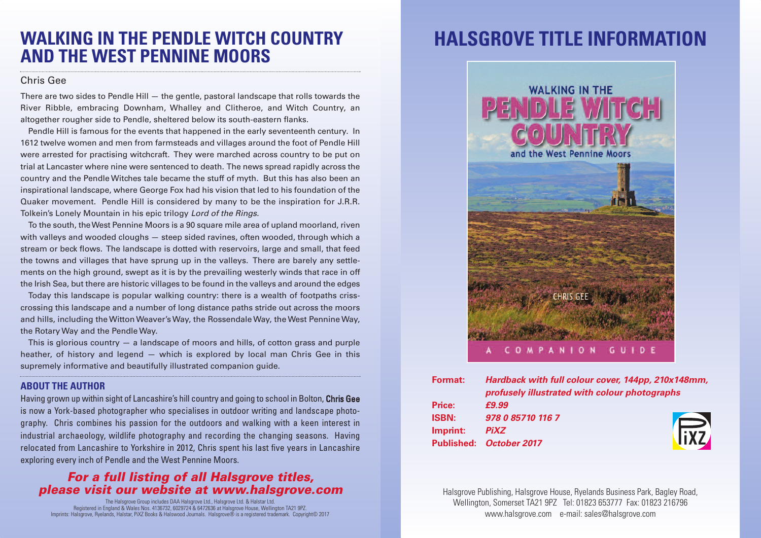# WALKING IN THE PENDLE WITCH COUNTRY AND THE WEST PENNINE MOORS

Chris Gee

There are two sides to Pendle Hill — the gentle, pastoral landscape that rolls towards the River Ribble, embracing Downham, Whalley and Clitheroe, and Witch Country, an altogether rougher side to Pendle, sheltered below its south-eastern flanks.

Pendle Hill is famous for the events that happened in the early seventeenth century. In 1612 twelve women and men from farmsteads and villages around the foot of Pendle Hill were arrested for practising witchcraft. They were marched across country to be put on trial at Lancaster where nine were sentenced to death. The news spread rapidly across the country and the Pendle Witches tale became the stuff of myth. But this has also been an inspirational landscape, where George Fox had his vision that led to his foundation of the Quaker movement. Pendle Hill is considered by many to be the inspiration for J.R.R. Tolkein's Lonely Mountain in his epic trilogy *Lord of the Rings*.

To the south, the West Pennine Moors is a 90 square mile area of upland moorland, riven with valleys and wooded cloughs — steep sided ravines, often wooded, through which a stream or beck flows. The landscape is dotted with reservoirs, large and small, that feed the towns and villages that have sprung up in the valleys. There are barely any settlements on the high ground, swept as it is by the prevailing westerly winds that race in off the Irish Sea, but there are historic villages to be found in the valleys and around the edges

Today this landscape is popular walking country: there is a wealth of footpaths criss-crossing this landscape and a number of long distance paths stride out across the moors and hills, including the Witton Weaver's Way, the Rossendale Way, the West Pennine Way, the Rotary Way and the Pendle Way.

This is glorious country — a landscape of moors and hills, of cotton grass and purple heather, of history and legend — which is explored by local man Chris Gee in this supremely informative and beautifully illustrated companion guide.

## ABOUT THE AUTHOR

Having grown up within sight of Lancashire's hill country and going to school in Bolton, **Chris Gee** is now a York-based photographer who specialises in outdoor writing and landscape photography. Chris combines his passion for the outdoors and walking with a keen interest in industrial archaeology, wildlife photography and recording the changing seasons. Having relocated from Lancashire to Yorkshire in 2012, Chris spent his last five years in Lancashire exploring every inch of Pendle and the West Pennine Moors.

***For a full listing of all Halsgrove titles, please visit our website at www.halsgrove.com***

The Halsgrove Group includes DAA Halsgrove Ltd., Halsgrove Ltd. & Halstar Ltd.
Registered in England & Wales Nos. 4136732, 6029724 & 6472636 at Halsgrove House, Wellington TA21 9PZ.
Imprints: Halsgrove, Ryelands, Halstar, PiXZ Books & Halswood Journals. Halsgrove® is a registered trademark. Copyright© 2017

# HALSGROVE TITLE INFORMATION

WALKING IN THE PENDLE WITCH COUNTRY and the West Pennine Moors

CHRIS GEE

A COMPANION GUIDE

**Format:** ***Hardback with full colour cover, 144pp, 210x148mm, profusely illustrated with colour photographs***
**Price:** ***£9.99***
**ISBN:** ***978 0 85710 116 7***
**Imprint:** ***PiXZ***
**Published:** ***October 2017***

Halsgrove Publishing, Halsgrove House, Ryelands Business Park, Bagley Road, Wellington, Somerset TA21 9PZ Tel: 01823 653777 Fax: 01823 216796
www.halsgrove.com e-mail: sales@halsgrove.com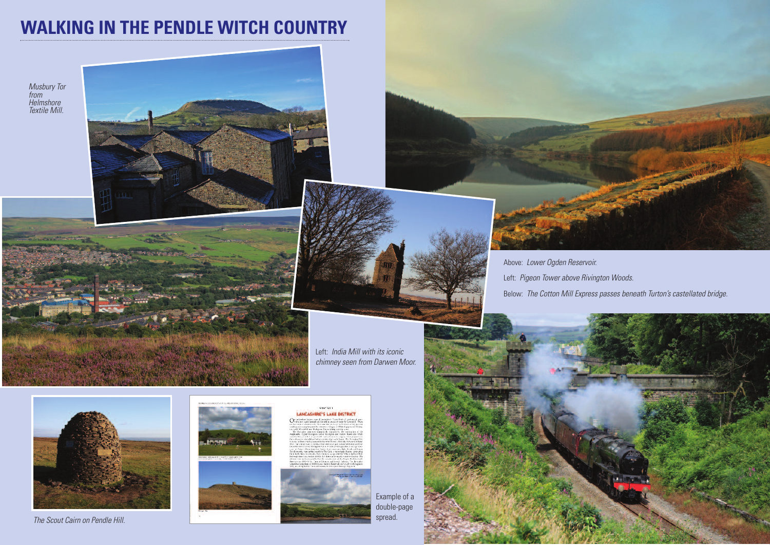# WALKING IN THE PENDLE WITCH COUNTRY

*Musbury Tor from Helmshore Textile Mill.*

Above: *Lower Ogden Reservoir.*

Left: *Pigeon Tower above Rivington Woods.*

Below: *The Cotton Mill Express passes beneath Turton's castellated bridge.*

Left: *India Mill with its iconic chimney seen from Darwen Moor.*

*The Scout Cairn on Pendle Hill.*

Example of a double-page spread.